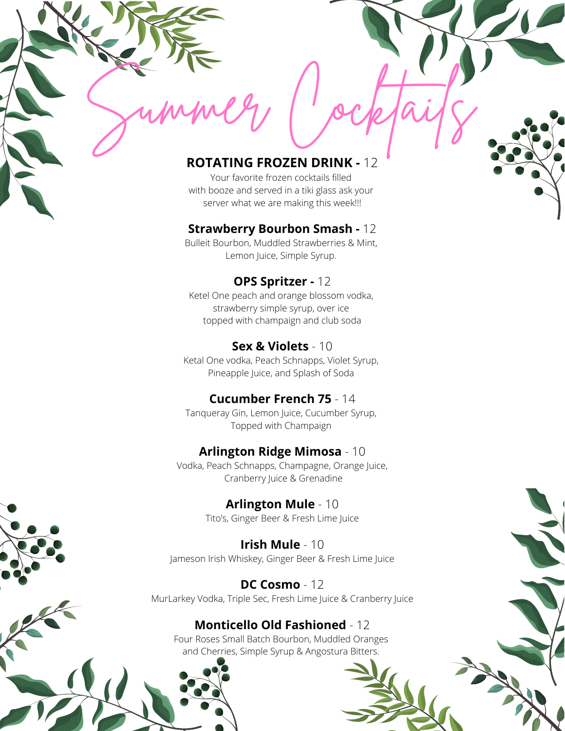# Summer Cocktails

**ROTATING FROZEN DRINK -** 12
Your favorite frozen cocktails filled with booze and served in a tiki glass ask your server what we are making this week!!!

**Strawberry Bourbon Smash -** 12
Bulleit Bourbon, Muddled Strawberries & Mint, Lemon Juice, Simple Syrup.

**OPS Spritzer -** 12
Ketel One peach and orange blossom vodka, strawberry simple syrup, over ice topped with champaign and club soda

**Sex & Violets** - 10
Ketal One vodka, Peach Schnapps, Violet Syrup, Pineapple Juice, and Splash of Soda

**Cucumber French 75** - 14
Tanqueray Gin, Lemon Juice, Cucumber Syrup, Topped with Champaign

**Arlington Ridge Mimosa** - 10
Vodka, Peach Schnapps, Champagne, Orange Juice, Cranberry Juice & Grenadine

**Arlington Mule** - 10
Tito's, Ginger Beer & Fresh Lime Juice

**Irish Mule** - 10
Jameson Irish Whiskey, Ginger Beer & Fresh Lime Juice

**DC Cosmo** - 12
MurLarkey Vodka, Triple Sec, Fresh Lime Juice & Cranberry Juice

**Monticello Old Fashioned** - 12
Four Roses Small Batch Bourbon, Muddled Oranges and Cherries, Simple Syrup & Angostura Bitters.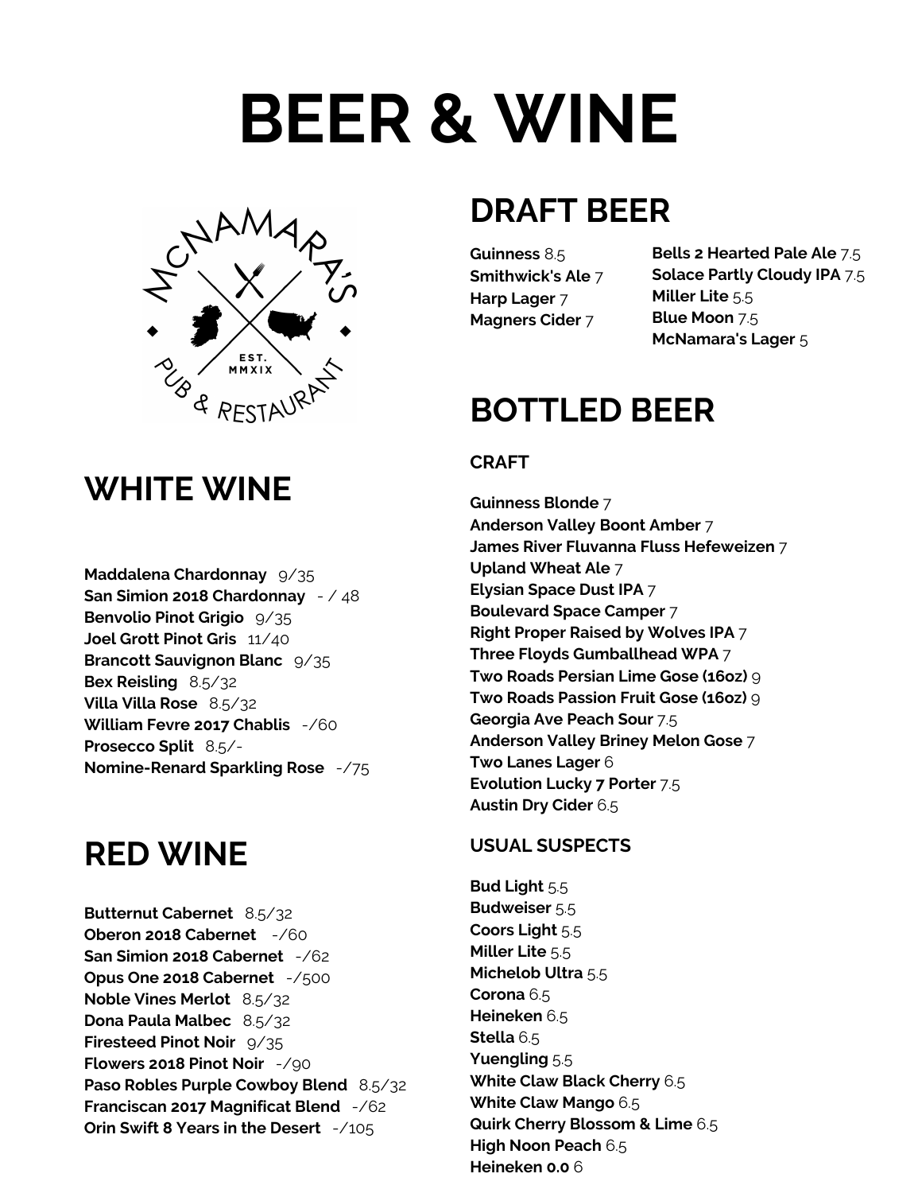# BEER & WINE

## WHITE WINE

**Maddalena Chardonnay** 9/35
**San Simion 2018 Chardonnay** - / 48
**Benvolio Pinot Grigio** 9/35
**Joel Grott Pinot Gris** 11/40
**Brancott Sauvignon Blanc** 9/35
**Bex Reisling** 8.5/32
**Villa Villa Rose** 8.5/32
**William Fevre 2017 Chablis** -/60
**Prosecco Split** 8.5/-
**Nomine-Renard Sparkling Rose** -/75

## RED WINE

**Butternut Cabernet** 8.5/32
**Oberon 2018 Cabernet** -/60
**San Simion 2018 Cabernet** -/62
**Opus One 2018 Cabernet** -/500
**Noble Vines Merlot** 8.5/32
**Dona Paula Malbec** 8.5/32
**Firesteed Pinot Noir** 9/35
**Flowers 2018 Pinot Noir** -/90
**Paso Robles Purple Cowboy Blend** 8.5/32
**Franciscan 2017 Magnificat Blend** -/62
**Orin Swift 8 Years in the Desert** -/105

## DRAFT BEER

**Guinness** 8.5
**Smithwick's Ale** 7
**Harp Lager** 7
**Magners Cider** 7
**Bells 2 Hearted Pale Ale** 7.5
**Solace Partly Cloudy IPA** 7.5
**Miller Lite** 5.5
**Blue Moon** 7.5
**McNamara's Lager** 5

## BOTTLED BEER

### CRAFT

**Guinness Blonde** 7
**Anderson Valley Boont Amber** 7
**James River Fluvanna Fluss Hefeweizen** 7
**Upland Wheat Ale** 7
**Elysian Space Dust IPA** 7
**Boulevard Space Camper** 7
**Right Proper Raised by Wolves IPA** 7
**Three Floyds Gumballhead WPA** 7
**Two Roads Persian Lime Gose (16oz)** 9
**Two Roads Passion Fruit Gose (16oz)** 9
**Georgia Ave Peach Sour** 7.5
**Anderson Valley Briney Melon Gose** 7
**Two Lanes Lager** 6
**Evolution Lucky 7 Porter** 7.5
**Austin Dry Cider** 6.5

### USUAL SUSPECTS

**Bud Light** 5.5
**Budweiser** 5.5
**Coors Light** 5.5
**Miller Lite** 5.5
**Michelob Ultra** 5.5
**Corona** 6.5
**Heineken** 6.5
**Stella** 6.5
**Yuengling** 5.5
**White Claw Black Cherry** 6.5
**White Claw Mango** 6.5
**Quirk Cherry Blossom & Lime** 6.5
**High Noon Peach** 6.5
**Heineken 0.0** 6